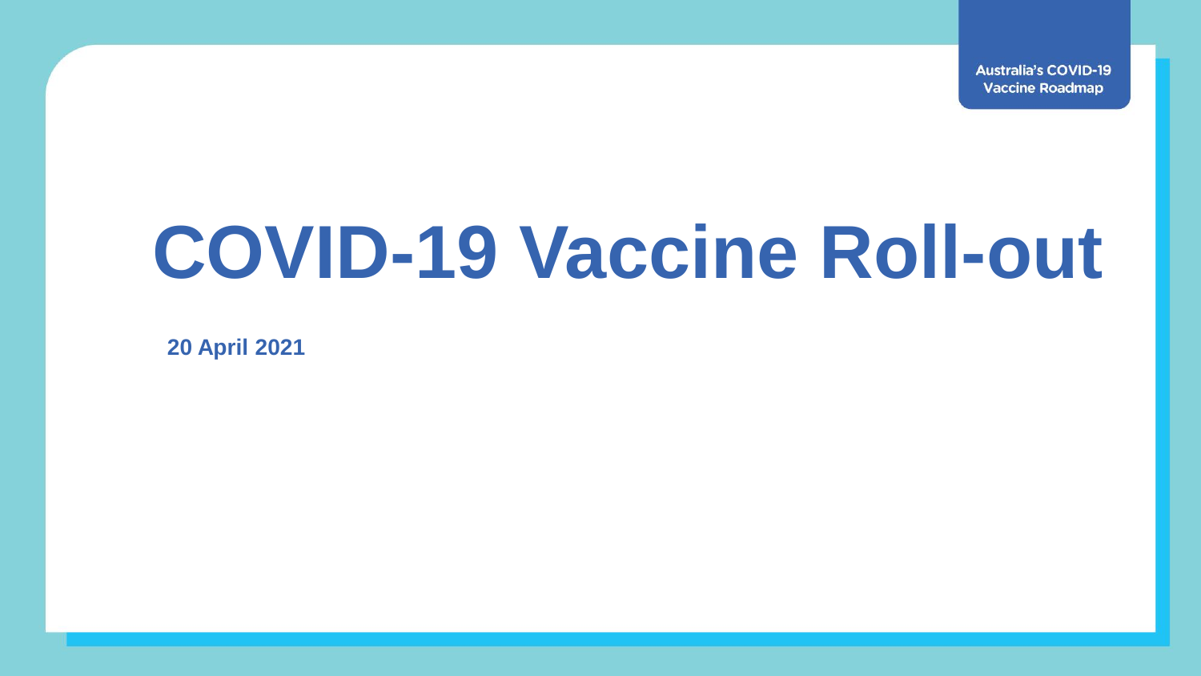Australia's COVID-19 Vaccine Roadmap

# COVID-19 Vaccine Roll-out

**20 April 2021**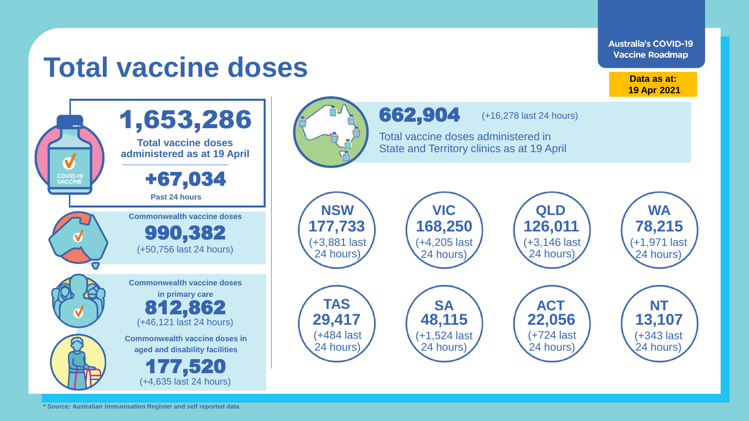# Total vaccine doses

Australia's COVID-19 Vaccine Roadmap

**Data as at: 19 Apr 2021**

## 1,653,286

**Total vaccine doses administered as at 19 April**

## +67,034

**Past 24 hours**

**Commonwealth vaccine doses**

**990,382**

(+50,756 last 24 hours)

**Commonwealth vaccine doses in primary care**

**812,862**

(+46,121 last 24 hours)

**Commonwealth vaccine doses in aged and disability facilities**

**177,520**

(+4,635 last 24 hours)

**662,904** (+16,278 last 24 hours)

Total vaccine doses administered in State and Territory clinics as at 19 April

| State/Territory | Doses | Last 24 hours |
|---|---|---|
| NSW | 177,733 | +3,881 |
| VIC | 168,250 | +4,205 |
| QLD | 126,011 | +3,146 |
| WA | 78,215 | +1,971 |
| TAS | 29,417 | +484 |
| SA | 48,115 | +1,524 |
| ACT | 22,056 | +724 |
| NT | 13,107 | +343 |

**\* Source: Australian Immunisation Register and self reported data**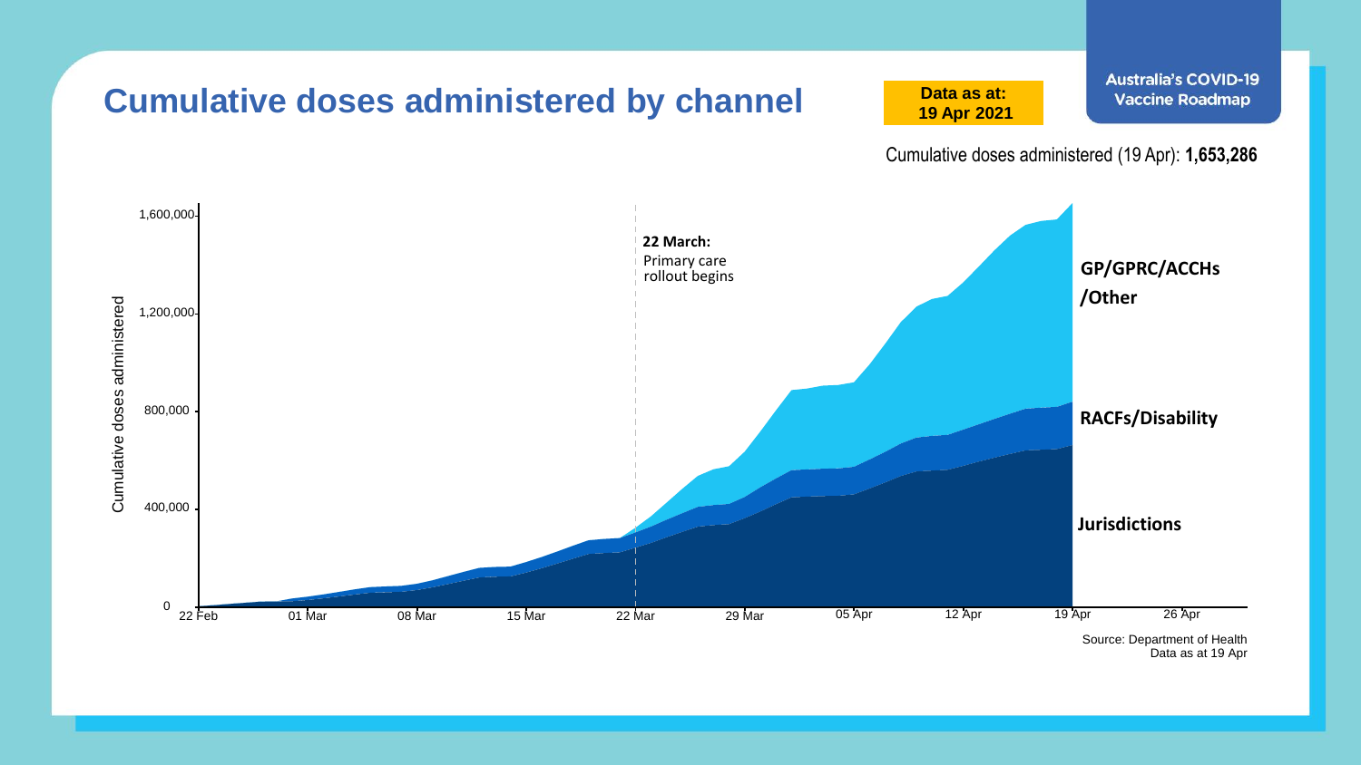# Cumulative doses administered by channel

**Data as at: 19 Apr 2021**

Australia's COVID-19 Vaccine Roadmap

Cumulative doses administered (19 Apr): **1,653,286**

Cumulative doses administered

1,600,000

1,200,000

800,000

400,000

0

22 Feb | 01 Mar | 08 Mar | 15 Mar | 22 Mar | 29 Mar | 05 Apr | 12 Apr | 19 Apr | 26 Apr

**22 March:** Primary care rollout begins

**GP/GPRC/ACCHs /Other**

**RACFs/Disability**

**Jurisdictions**

Source: Department of Health
Data as at 19 Apr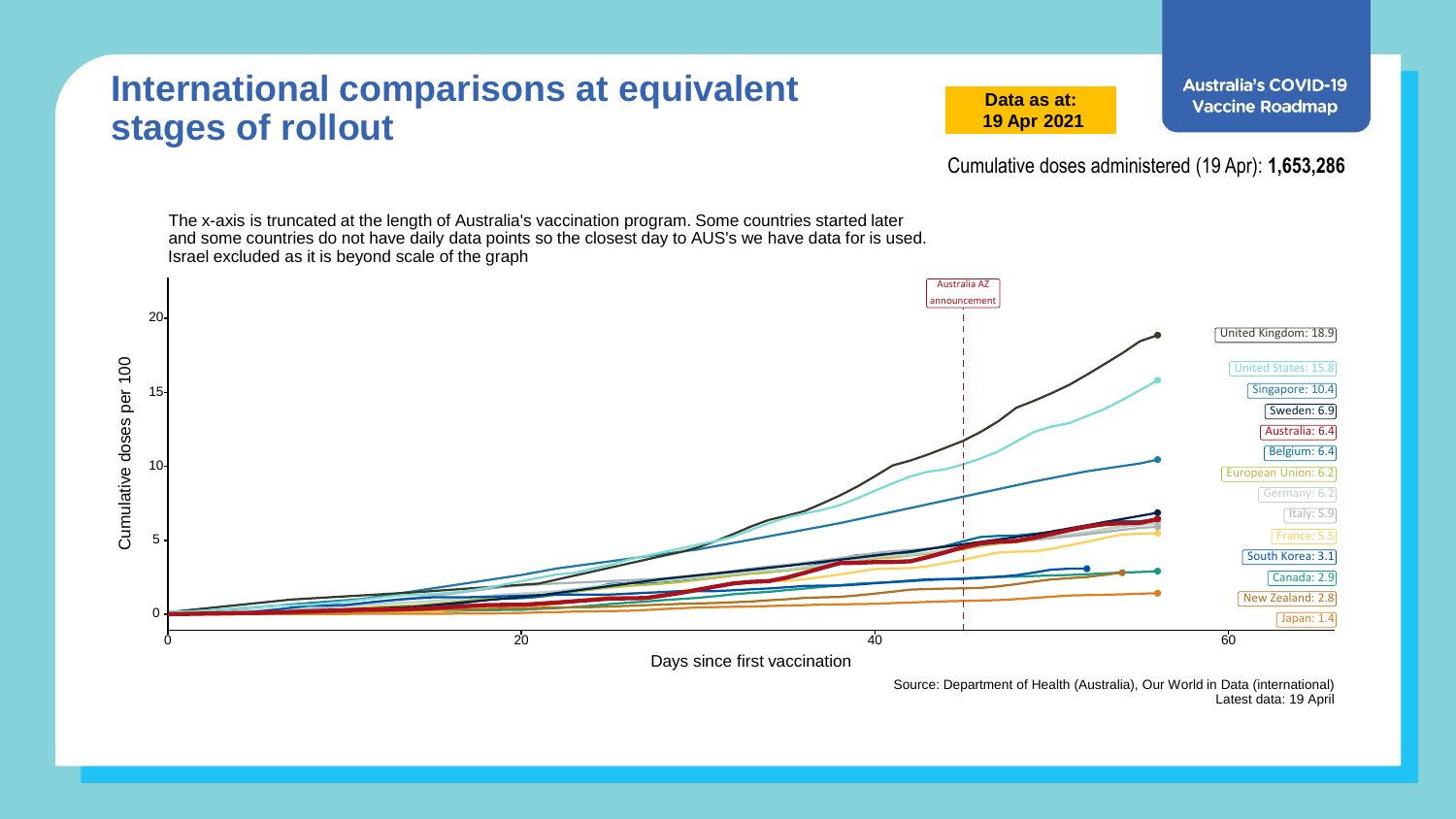# International comparisons at equivalent stages of rollout

**Data as at: 19 Apr 2021**

**Australia's COVID-19 Vaccine Roadmap**

Cumulative doses administered (19 Apr): **1,653,286**

The x-axis is truncated at the length of Australia's vaccination program. Some countries started later and some countries do not have daily data points so the closest day to AUS's we have data for is used. Israel excluded as it is beyond scale of the graph

Australia AZ announcement

Cumulative doses per 100

Days since first vaccination

United Kingdom: 18.9
United States: 15.8
Singapore: 10.4
Sweden: 6.9
Australia: 6.4
Belgium: 6.4
European Union: 6.2
Germany: 6.2
Italy: 5.9
France: 5.5
South Korea: 3.1
Canada: 2.9
New Zealand: 2.8
Japan: 1.4

Source: Department of Health (Australia), Our World in Data (international)
Latest data: 19 April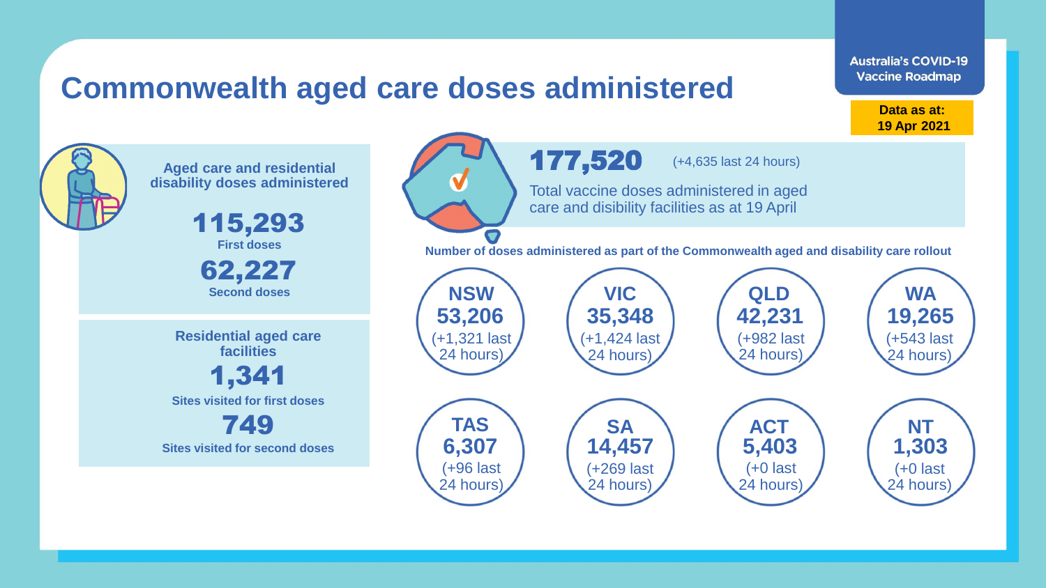Australia's COVID-19 Vaccine Roadmap

**Data as at: 19 Apr 2021**

# Commonwealth aged care doses administered

**Aged care and residential disability doses administered**

**115,293**
**First doses**

**62,227**
**Second doses**

**Residential aged care facilities**

**1,341**
**Sites visited for first doses**

**749**
**Sites visited for second doses**

**177,520** (+4,635 last 24 hours)

Total vaccine doses administered in aged care and disibility facilities as at 19 April

**Number of doses administered as part of the Commonwealth aged and disability care rollout**

| State/Territory | Doses | Last 24 hours |
|---|---|---|
| NSW | 53,206 | (+1,321 last 24 hours) |
| VIC | 35,348 | (+1,424 last 24 hours) |
| QLD | 42,231 | (+982 last 24 hours) |
| WA | 19,265 | (+543 last 24 hours) |
| TAS | 6,307 | (+96 last 24 hours) |
| SA | 14,457 | (+269 last 24 hours) |
| ACT | 5,403 | (+0 last 24 hours) |
| NT | 1,303 | (+0 last 24 hours) |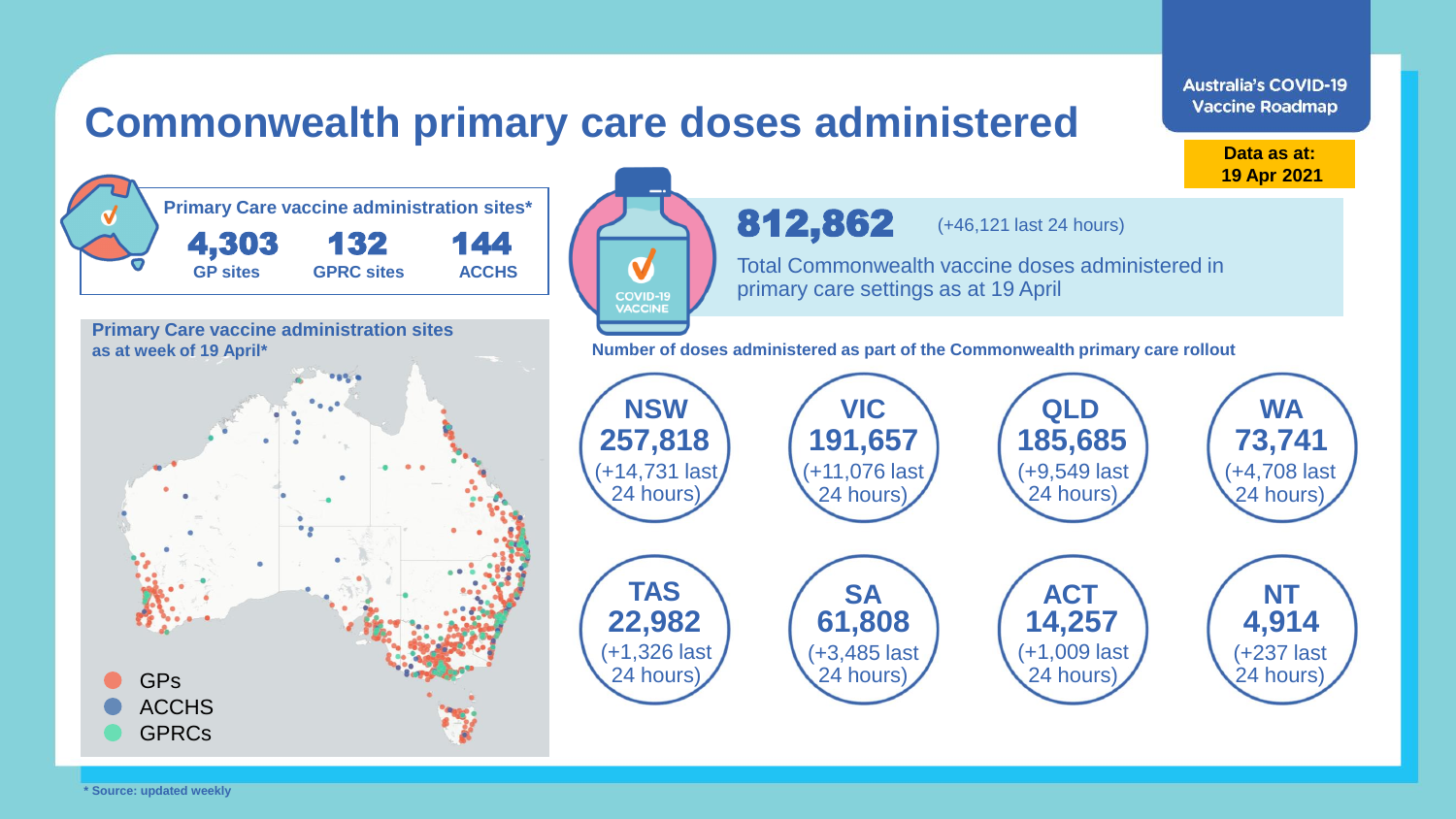Australia's COVID-19 Vaccine Roadmap

# Commonwealth primary care doses administered

**Data as at: 19 Apr 2021**

**Primary Care vaccine administration sites***

**4,303** GP sites

**132** GPRC sites

**144** ACCHS

**Primary Care vaccine administration sites as at week of 19 April***

GPs

ACCHS

GPRCs

COVID-19 VACCINE

**812,862** (+46,121 last 24 hours)

Total Commonwealth vaccine doses administered in primary care settings as at 19 April

**Number of doses administered as part of the Commonwealth primary care rollout**

**NSW**
**257,818**
(+14,731 last 24 hours)

**VIC**
**191,657**
(+11,076 last 24 hours)

**QLD**
**185,685**
(+9,549 last 24 hours)

**WA**
**73,741**
(+4,708 last 24 hours)

**TAS**
**22,982**
(+1,326 last 24 hours)

**SA**
**61,808**
(+3,485 last 24 hours)

**ACT**
**14,257**
(+1,009 last 24 hours)

**NT**
**4,914**
(+237 last 24 hours)

**\* Source: updated weekly**